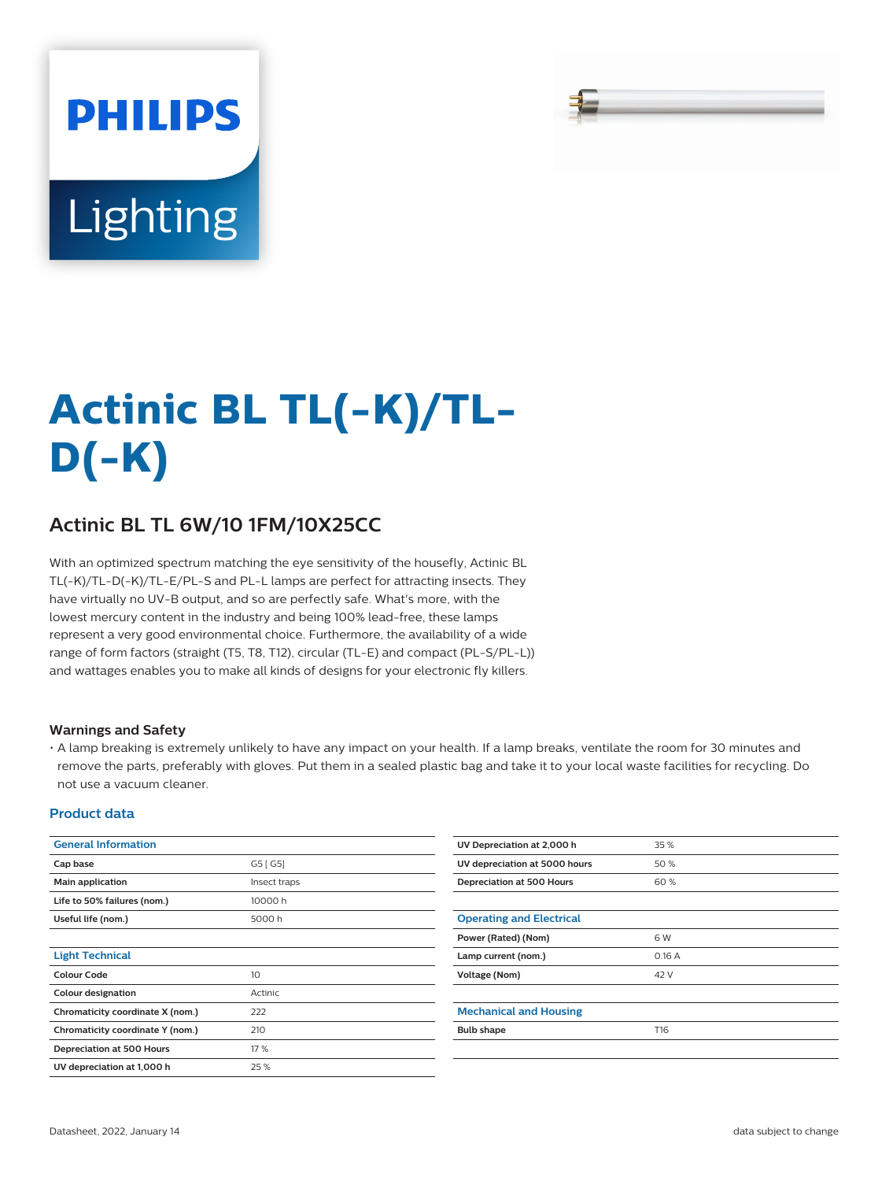PHILIPS

Lighting

# Actinic BL TL(-K)/TL-D(-K)

## Actinic BL TL 6W/10 1FM/10X25CC

With an optimized spectrum matching the eye sensitivity of the housefly, Actinic BL TL(-K)/TL-D(-K)/TL-E/PL-S and PL-L lamps are perfect for attracting insects. They have virtually no UV-B output, and so are perfectly safe. What's more, with the lowest mercury content in the industry and being 100% lead-free, these lamps represent a very good environmental choice. Furthermore, the availability of a wide range of form factors (straight (T5, T8, T12), circular (TL-E) and compact (PL-S/PL-L)) and wattages enables you to make all kinds of designs for your electronic fly killers.

### Warnings and Safety

- A lamp breaking is extremely unlikely to have any impact on your health. If a lamp breaks, ventilate the room for 30 minutes and remove the parts, preferably with gloves. Put them in a sealed plastic bag and take it to your local waste facilities for recycling. Do not use a vacuum cleaner.

### Product data

| General Information | |
|---|---|
| Cap base | G5 [ G5] |
| Main application | Insect traps |
| Life to 50% failures (nom.) | 10000 h |
| Useful life (nom.) | 5000 h |

| Light Technical | |
|---|---|
| Colour Code | 10 |
| Colour designation | Actinic |
| Chromaticity coordinate X (nom.) | 222 |
| Chromaticity coordinate Y (nom.) | 210 |
| Depreciation at 500 Hours | 17 % |
| UV depreciation at 1,000 h | 25 % |
| UV Depreciation at 2,000 h | 35 % |
| UV depreciation at 5000 hours | 50 % |
| Depreciation at 500 Hours | 60 % |

| Operating and Electrical | |
|---|---|
| Power (Rated) (Nom) | 6 W |
| Lamp current (nom.) | 0.16 A |
| Voltage (Nom) | 42 V |

| Mechanical and Housing | |
|---|---|
| Bulb shape | T16 |

Datasheet, 2022, January 14 data subject to change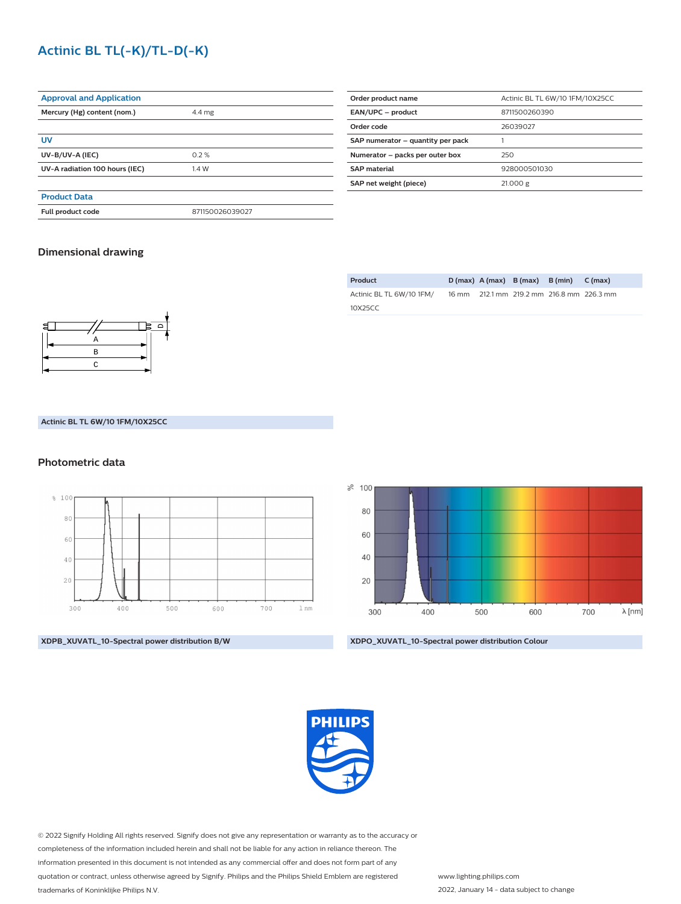# Actinic BL TL(-K)/TL-D(-K)

| Approval and Application | |
|---|---|
| Mercury (Hg) content (nom.) | 4.4 mg |

| UV | |
|---|---|
| UV-B/UV-A (IEC) | 0.2 % |
| UV-A radiation 100 hours (IEC) | 1.4 W |

| Product Data | |
|---|---|
| Full product code | 871150026039027 |

| | |
|---|---|
| Order product name | Actinic BL TL 6W/10 1FM/10X25CC |
| EAN/UPC – product | 8711500260390 |
| Order code | 26039027 |
| SAP numerator – quantity per pack | 1 |
| Numerator – packs per outer box | 250 |
| SAP material | 928000501030 |
| SAP net weight (piece) | 21.000 g |

## Dimensional drawing

A
B
C
D

| Product | D (max) | A (max) | B (max) | B (min) | C (max) |
|---|---|---|---|---|---|
| Actinic BL TL 6W/10 1FM/10X25CC | 16 mm | 212.1 mm | 219.2 mm | 216.8 mm | 226.3 mm |

Actinic BL TL 6W/10 1FM/10X25CC

## Photometric data

% 100
80
60
40
20
300
400
500
600
700
λ nm

XDPB_XUVATL_10-Spectral power distribution B/W

% 100
80
60
40
20
300
400
500
600
700
λ [nm]

XDPO_XUVATL_10-Spectral power distribution Colour

PHILIPS

© 2022 Signify Holding All rights reserved. Signify does not give any representation or warranty as to the accuracy or completeness of the information included herein and shall not be liable for any action in reliance thereon. The information presented in this document is not intended as any commercial offer and does not form part of any quotation or contract, unless otherwise agreed by Signify. Philips and the Philips Shield Emblem are registered trademarks of Koninklijke Philips N.V.

www.lighting.philips.com
2022, January 14 - data subject to change